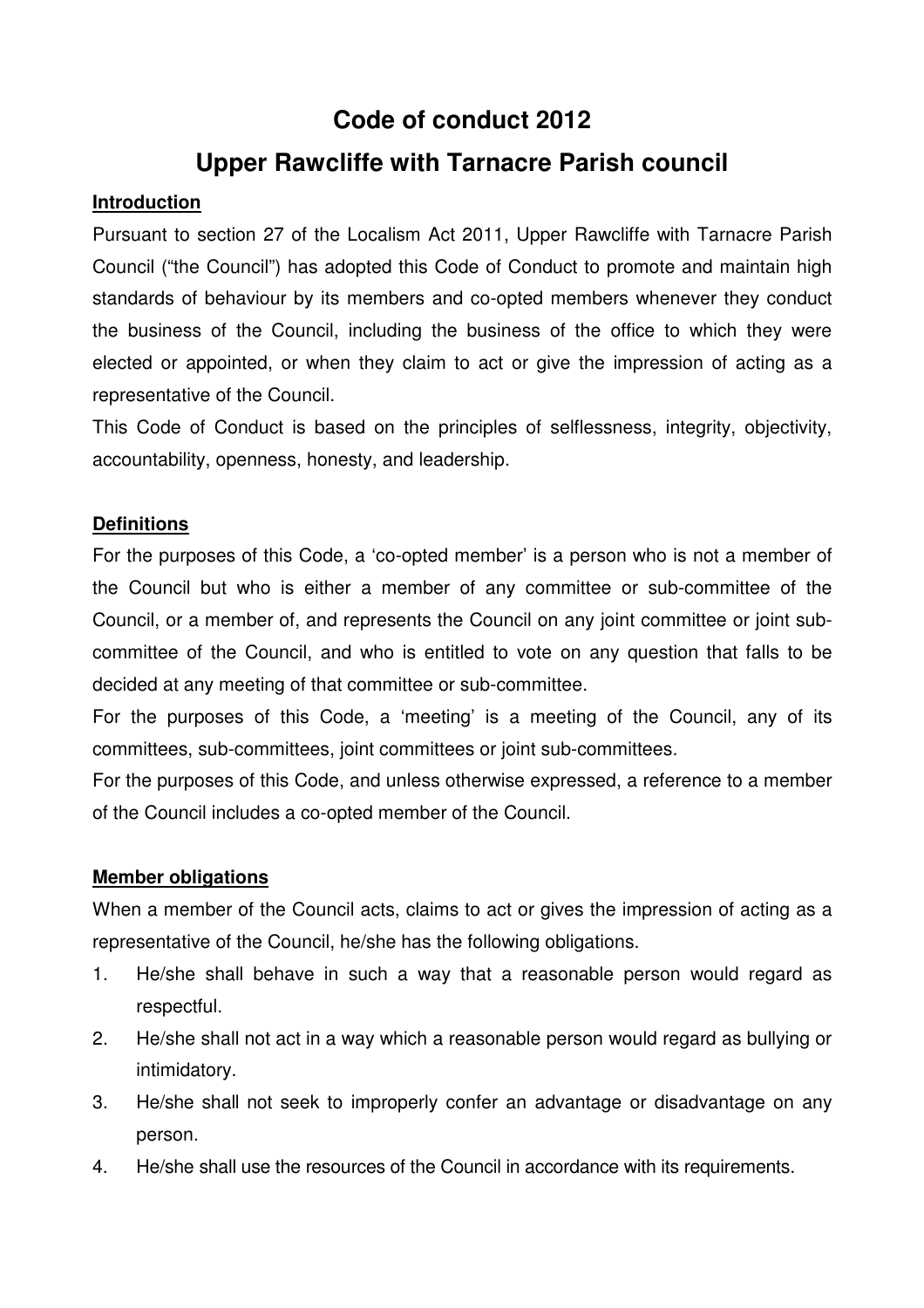# Code of conduct 2012

# Upper Rawcliffe with Tarnacre Parish council

## Introduction

Pursuant to section 27 of the Localism Act 2011, Upper Rawcliffe with Tarnacre Parish Council ("the Council") has adopted this Code of Conduct to promote and maintain high standards of behaviour by its members and co-opted members whenever they conduct the business of the Council, including the business of the office to which they were elected or appointed, or when they claim to act or give the impression of acting as a representative of the Council.

This Code of Conduct is based on the principles of selflessness, integrity, objectivity, accountability, openness, honesty, and leadership.

## Definitions

For the purposes of this Code, a 'co-opted member' is a person who is not a member of the Council but who is either a member of any committee or sub-committee of the Council, or a member of, and represents the Council on any joint committee or joint sub-committee of the Council, and who is entitled to vote on any question that falls to be decided at any meeting of that committee or sub-committee.

For the purposes of this Code, a 'meeting' is a meeting of the Council, any of its committees, sub-committees, joint committees or joint sub-committees.

For the purposes of this Code, and unless otherwise expressed, a reference to a member of the Council includes a co-opted member of the Council.

## Member obligations

When a member of the Council acts, claims to act or gives the impression of acting as a representative of the Council, he/she has the following obligations.

1. He/she shall behave in such a way that a reasonable person would regard as respectful.
2. He/she shall not act in a way which a reasonable person would regard as bullying or intimidatory.
3. He/she shall not seek to improperly confer an advantage or disadvantage on any person.
4. He/she shall use the resources of the Council in accordance with its requirements.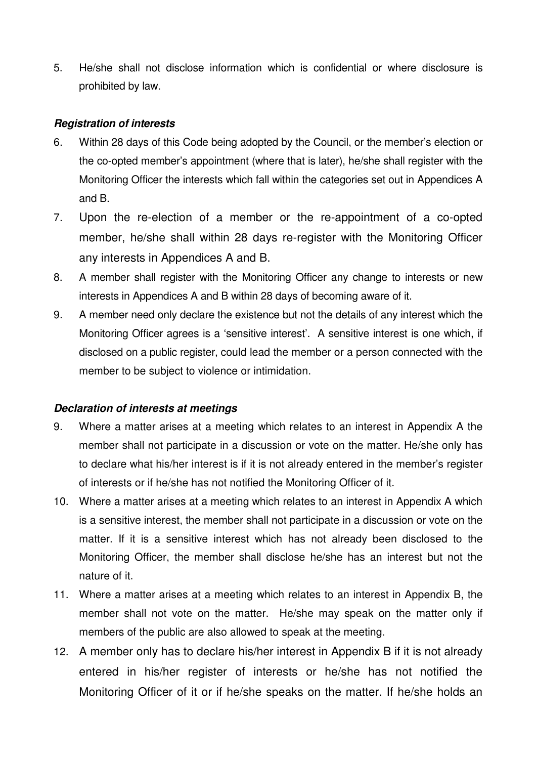5. He/she shall not disclose information which is confidential or where disclosure is prohibited by law.

***Registration of interests***

6. Within 28 days of this Code being adopted by the Council, or the member's election or the co-opted member's appointment (where that is later), he/she shall register with the Monitoring Officer the interests which fall within the categories set out in Appendices A and B.
7. Upon the re-election of a member or the re-appointment of a co-opted member, he/she shall within 28 days re-register with the Monitoring Officer any interests in Appendices A and B.
8. A member shall register with the Monitoring Officer any change to interests or new interests in Appendices A and B within 28 days of becoming aware of it.
9. A member need only declare the existence but not the details of any interest which the Monitoring Officer agrees is a 'sensitive interest'. A sensitive interest is one which, if disclosed on a public register, could lead the member or a person connected with the member to be subject to violence or intimidation.

***Declaration of interests at meetings***

9. Where a matter arises at a meeting which relates to an interest in Appendix A the member shall not participate in a discussion or vote on the matter. He/she only has to declare what his/her interest is if it is not already entered in the member's register of interests or if he/she has not notified the Monitoring Officer of it.
10. Where a matter arises at a meeting which relates to an interest in Appendix A which is a sensitive interest, the member shall not participate in a discussion or vote on the matter. If it is a sensitive interest which has not already been disclosed to the Monitoring Officer, the member shall disclose he/she has an interest but not the nature of it.
11. Where a matter arises at a meeting which relates to an interest in Appendix B, the member shall not vote on the matter. He/she may speak on the matter only if members of the public are also allowed to speak at the meeting.
12. A member only has to declare his/her interest in Appendix B if it is not already entered in his/her register of interests or he/she has not notified the Monitoring Officer of it or if he/she speaks on the matter. If he/she holds an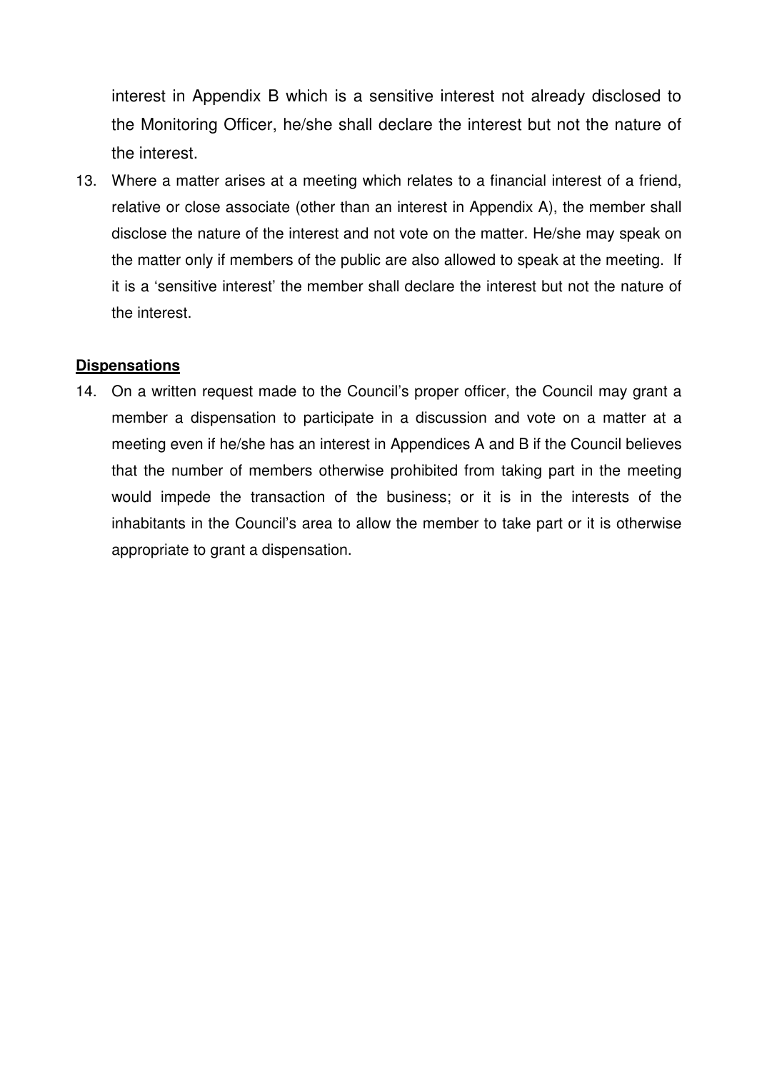interest in Appendix B which is a sensitive interest not already disclosed to the Monitoring Officer, he/she shall declare the interest but not the nature of the interest.

13. Where a matter arises at a meeting which relates to a financial interest of a friend, relative or close associate (other than an interest in Appendix A), the member shall disclose the nature of the interest and not vote on the matter. He/she may speak on the matter only if members of the public are also allowed to speak at the meeting. If it is a 'sensitive interest' the member shall declare the interest but not the nature of the interest.

**Dispensations**

14. On a written request made to the Council's proper officer, the Council may grant a member a dispensation to participate in a discussion and vote on a matter at a meeting even if he/she has an interest in Appendices A and B if the Council believes that the number of members otherwise prohibited from taking part in the meeting would impede the transaction of the business; or it is in the interests of the inhabitants in the Council's area to allow the member to take part or it is otherwise appropriate to grant a dispensation.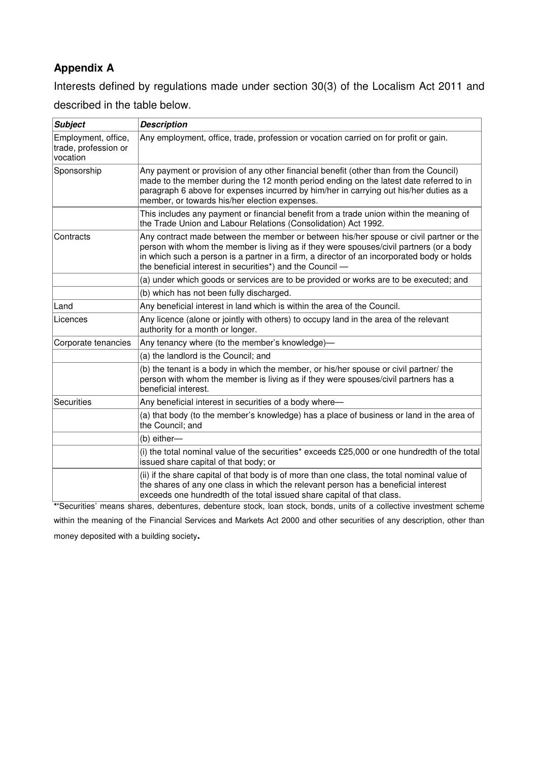## Appendix A

Interests defined by regulations made under section 30(3) of the Localism Act 2011 and described in the table below.

| ***Subject*** | ***Description*** |
|---|---|
| Employment, office, trade, profession or vocation | Any employment, office, trade, profession or vocation carried on for profit or gain. |
| Sponsorship | Any payment or provision of any other financial benefit (other than from the Council) made to the member during the 12 month period ending on the latest date referred to in paragraph 6 above for expenses incurred by him/her in carrying out his/her duties as a member, or towards his/her election expenses. |
| | This includes any payment or financial benefit from a trade union within the meaning of the Trade Union and Labour Relations (Consolidation) Act 1992. |
| Contracts | Any contract made between the member or between his/her spouse or civil partner or the person with whom the member is living as if they were spouses/civil partners (or a body in which such a person is a partner in a firm, a director of an incorporated body or holds the beneficial interest in securities*) and the Council — |
| | (a) under which goods or services are to be provided or works are to be executed; and |
| | (b) which has not been fully discharged. |
| Land | Any beneficial interest in land which is within the area of the Council. |
| Licences | Any licence (alone or jointly with others) to occupy land in the area of the relevant authority for a month or longer. |
| Corporate tenancies | Any tenancy where (to the member's knowledge)— |
| | (a) the landlord is the Council; and |
| | (b) the tenant is a body in which the member, or his/her spouse or civil partner/ the person with whom the member is living as if they were spouses/civil partners has a beneficial interest. |
| Securities | Any beneficial interest in securities of a body where— |
| | (a) that body (to the member's knowledge) has a place of business or land in the area of the Council; and |
| | (b) either— |
| | (i) the total nominal value of the securities* exceeds £25,000 or one hundredth of the total issued share capital of that body; or |
| | (ii) if the share capital of that body is of more than one class, the total nominal value of the shares of any one class in which the relevant person has a beneficial interest exceeds one hundredth of the total issued share capital of that class. |

*'Securities' means shares, debentures, debenture stock, loan stock, bonds, units of a collective investment scheme within the meaning of the Financial Services and Markets Act 2000 and other securities of any description, other than money deposited with a building society.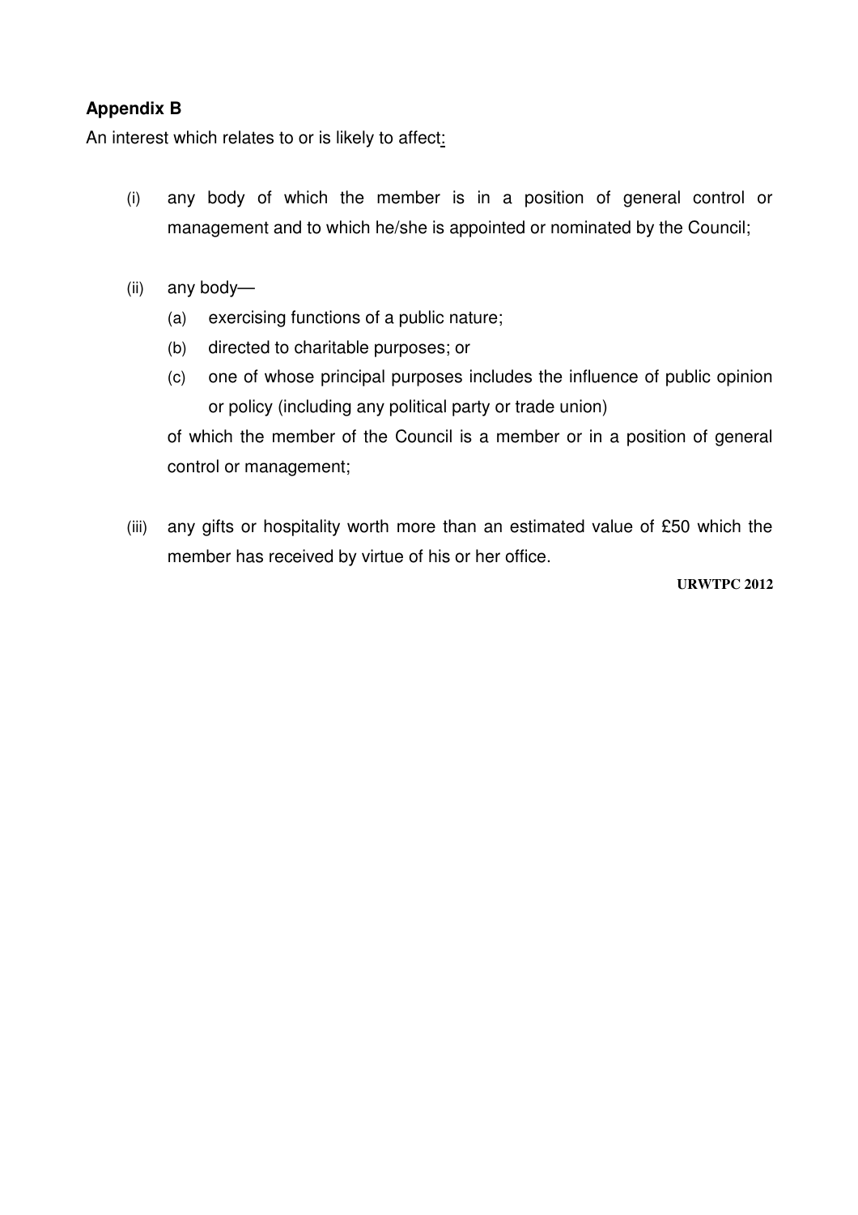**Appendix B**

An interest which relates to or is likely to affect:

(i) any body of which the member is in a position of general control or management and to which he/she is appointed or nominated by the Council;

(ii) any body—

  (a) exercising functions of a public nature;

  (b) directed to charitable purposes; or

  (c) one of whose principal purposes includes the influence of public opinion or policy (including any political party or trade union)

  of which the member of the Council is a member or in a position of general control or management;

(iii) any gifts or hospitality worth more than an estimated value of £50 which the member has received by virtue of his or her office.

**URWTPC 2012**